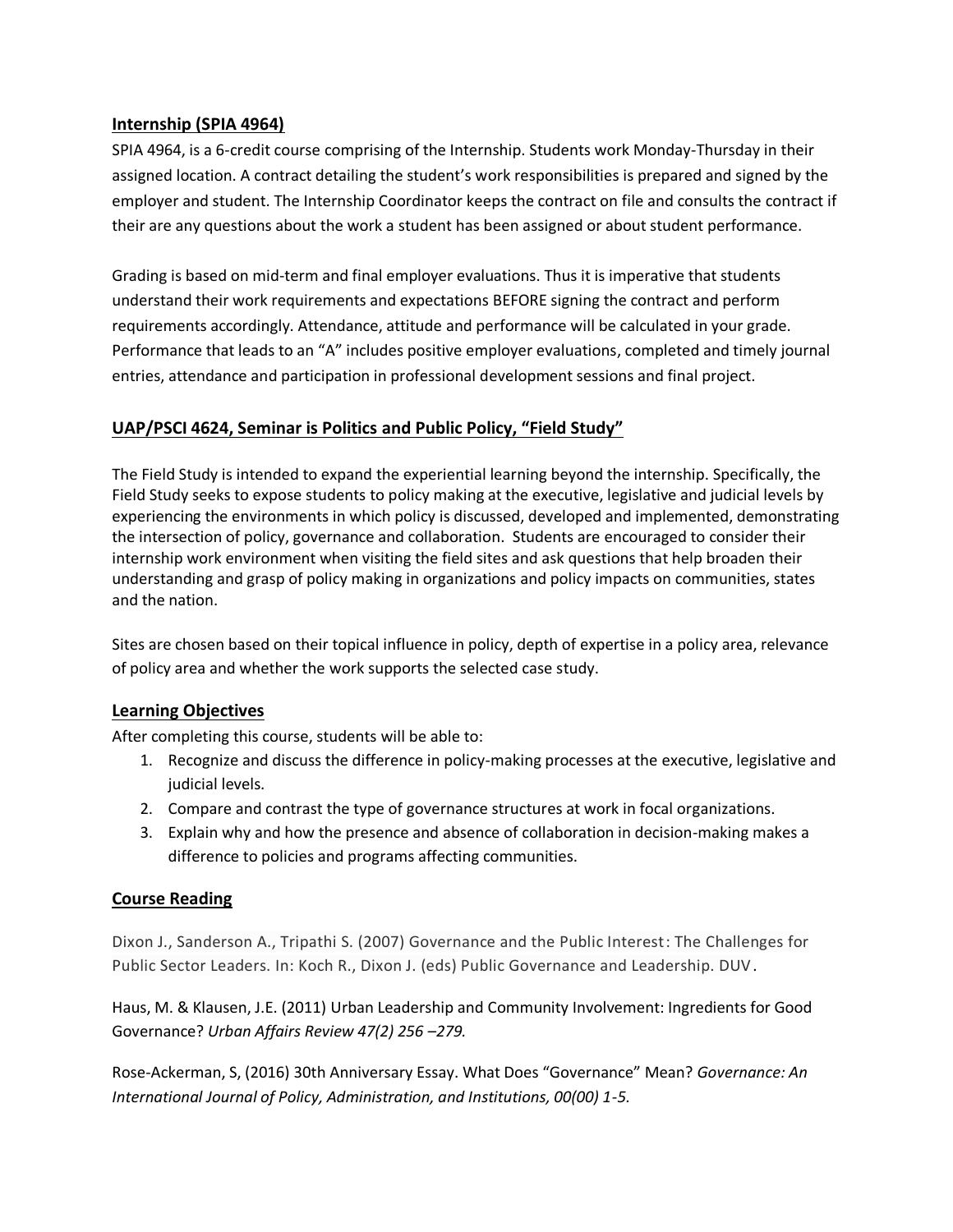## Internship (SPIA 4964)

SPIA 4964, is a 6-credit course comprising of the Internship. Students work Monday-Thursday in their assigned location. A contract detailing the student's work responsibilities is prepared and signed by the employer and student. The Internship Coordinator keeps the contract on file and consults the contract if their are any questions about the work a student has been assigned or about student performance.

Grading is based on mid-term and final employer evaluations. Thus it is imperative that students understand their work requirements and expectations BEFORE signing the contract and perform requirements accordingly. Attendance, attitude and performance will be calculated in your grade. Performance that leads to an "A" includes positive employer evaluations, completed and timely journal entries, attendance and participation in professional development sessions and final project.

## UAP/PSCI 4624, Seminar is Politics and Public Policy, "Field Study"

The Field Study is intended to expand the experiential learning beyond the internship. Specifically, the Field Study seeks to expose students to policy making at the executive, legislative and judicial levels by experiencing the environments in which policy is discussed, developed and implemented, demonstrating the intersection of policy, governance and collaboration. Students are encouraged to consider their internship work environment when visiting the field sites and ask questions that help broaden their understanding and grasp of policy making in organizations and policy impacts on communities, states and the nation.

Sites are chosen based on their topical influence in policy, depth of expertise in a policy area, relevance of policy area and whether the work supports the selected case study.

## Learning Objectives

After completing this course, students will be able to:

1. Recognize and discuss the difference in policy-making processes at the executive, legislative and judicial levels.
2. Compare and contrast the type of governance structures at work in focal organizations.
3. Explain why and how the presence and absence of collaboration in decision-making makes a difference to policies and programs affecting communities.

## Course Reading

Dixon J., Sanderson A., Tripathi S. (2007) Governance and the Public Interest: The Challenges for Public Sector Leaders. In: Koch R., Dixon J. (eds) Public Governance and Leadership. DUV.

Haus, M. & Klausen, J.E. (2011) Urban Leadership and Community Involvement: Ingredients for Good Governance? *Urban Affairs Review 47(2) 256 –279.*

Rose-Ackerman, S, (2016) 30th Anniversary Essay. What Does "Governance" Mean? *Governance: An International Journal of Policy, Administration, and Institutions, 00(00) 1-5.*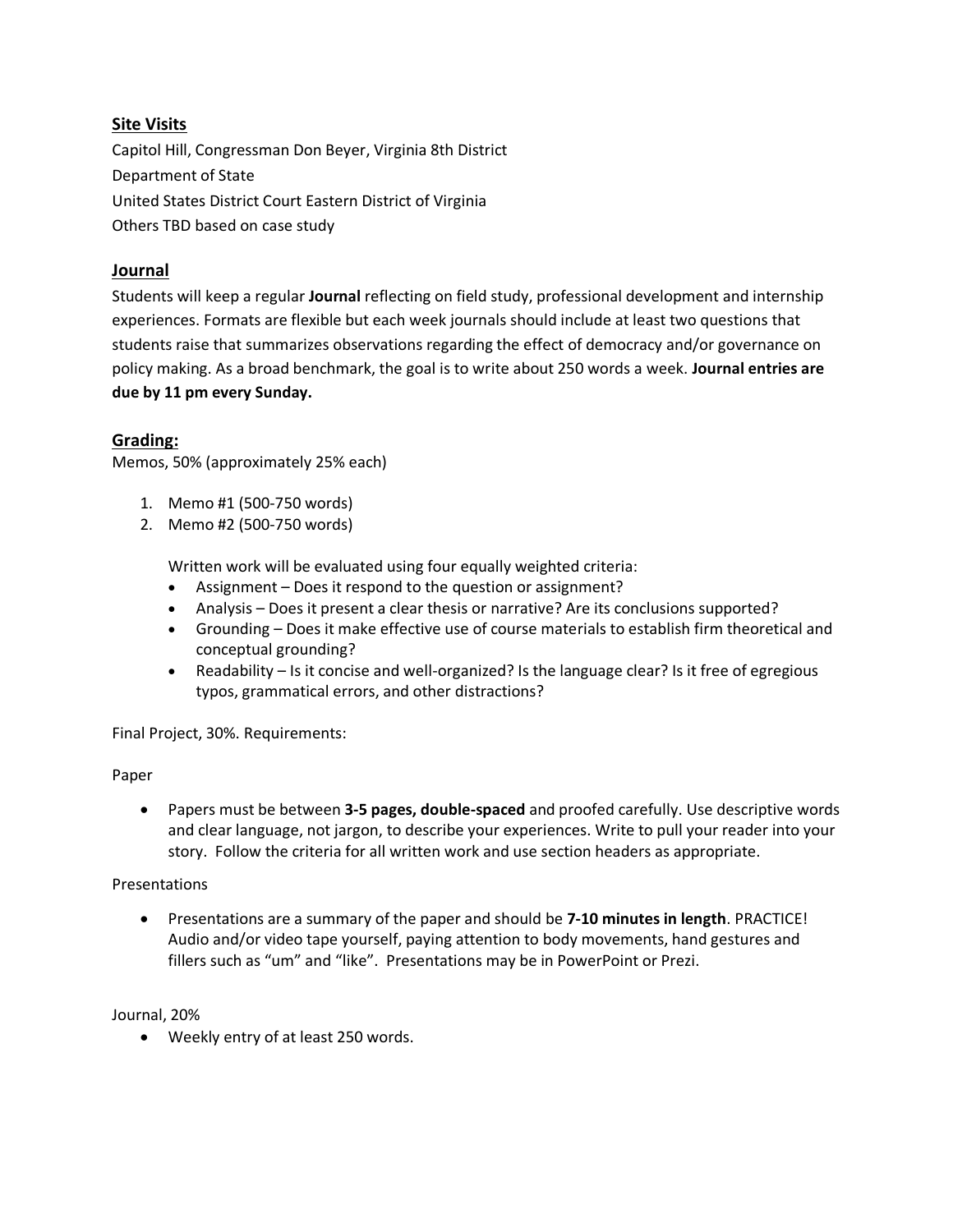## Site Visits

Capitol Hill, Congressman Don Beyer, Virginia 8th District
Department of State
United States District Court Eastern District of Virginia
Others TBD based on case study

## Journal

Students will keep a regular **Journal** reflecting on field study, professional development and internship experiences. Formats are flexible but each week journals should include at least two questions that students raise that summarizes observations regarding the effect of democracy and/or governance on policy making. As a broad benchmark, the goal is to write about 250 words a week. **Journal entries are due by 11 pm every Sunday.**

## Grading:

Memos, 50% (approximately 25% each)

1. Memo #1 (500-750 words)
2. Memo #2 (500-750 words)

   Written work will be evaluated using four equally weighted criteria:
   - Assignment – Does it respond to the question or assignment?
   - Analysis – Does it present a clear thesis or narrative? Are its conclusions supported?
   - Grounding – Does it make effective use of course materials to establish firm theoretical and conceptual grounding?
   - Readability – Is it concise and well-organized? Is the language clear? Is it free of egregious typos, grammatical errors, and other distractions?

Final Project, 30%. Requirements:

Paper

- Papers must be between **3-5 pages, double-spaced** and proofed carefully. Use descriptive words and clear language, not jargon, to describe your experiences. Write to pull your reader into your story. Follow the criteria for all written work and use section headers as appropriate.

Presentations

- Presentations are a summary of the paper and should be **7-10 minutes in length**. PRACTICE! Audio and/or video tape yourself, paying attention to body movements, hand gestures and fillers such as "um" and "like". Presentations may be in PowerPoint or Prezi.

Journal, 20%

- Weekly entry of at least 250 words.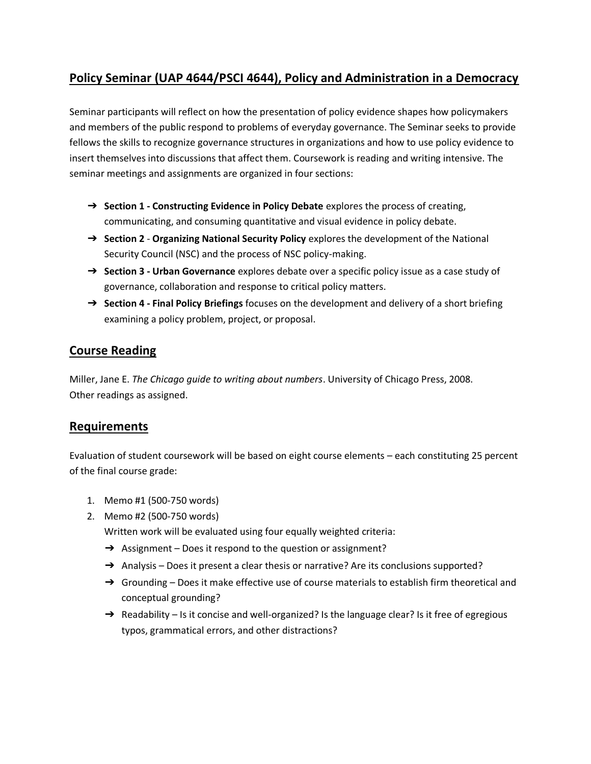## Policy Seminar (UAP 4644/PSCI 4644), Policy and Administration in a Democracy

Seminar participants will reflect on how the presentation of policy evidence shapes how policymakers and members of the public respond to problems of everyday governance. The Seminar seeks to provide fellows the skills to recognize governance structures in organizations and how to use policy evidence to insert themselves into discussions that affect them. Coursework is reading and writing intensive. The seminar meetings and assignments are organized in four sections:

- ➔ **Section 1 - Constructing Evidence in Policy Debate** explores the process of creating, communicating, and consuming quantitative and visual evidence in policy debate.
- ➔ **Section 2** - **Organizing National Security Policy** explores the development of the National Security Council (NSC) and the process of NSC policy-making.
- ➔ **Section 3 - Urban Governance** explores debate over a specific policy issue as a case study of governance, collaboration and response to critical policy matters.
- ➔ **Section 4 - Final Policy Briefings** focuses on the development and delivery of a short briefing examining a policy problem, project, or proposal.

## Course Reading

Miller, Jane E. *The Chicago guide to writing about numbers*. University of Chicago Press, 2008.
Other readings as assigned.

## Requirements

Evaluation of student coursework will be based on eight course elements – each constituting 25 percent of the final course grade:

1. Memo #1 (500-750 words)
2. Memo #2 (500-750 words)
   Written work will be evaluated using four equally weighted criteria:
   - ➔ Assignment – Does it respond to the question or assignment?
   - ➔ Analysis – Does it present a clear thesis or narrative? Are its conclusions supported?
   - ➔ Grounding – Does it make effective use of course materials to establish firm theoretical and conceptual grounding?
   - ➔ Readability – Is it concise and well-organized? Is the language clear? Is it free of egregious typos, grammatical errors, and other distractions?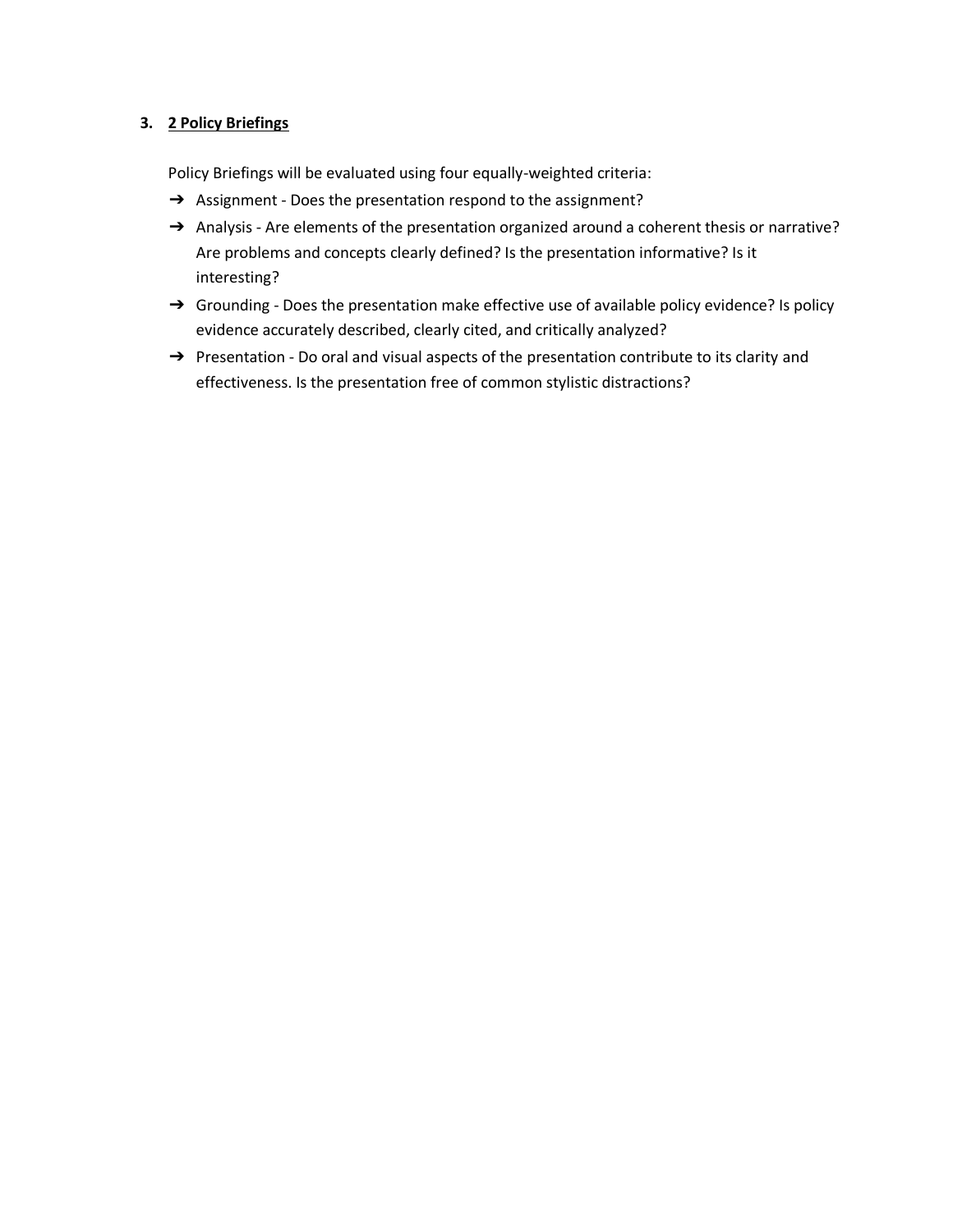3. **2 Policy Briefings**

   Policy Briefings will be evaluated using four equally-weighted criteria:

   - ➔ Assignment - Does the presentation respond to the assignment?
   - ➔ Analysis - Are elements of the presentation organized around a coherent thesis or narrative? Are problems and concepts clearly defined? Is the presentation informative? Is it interesting?
   - ➔ Grounding - Does the presentation make effective use of available policy evidence? Is policy evidence accurately described, clearly cited, and critically analyzed?
   - ➔ Presentation - Do oral and visual aspects of the presentation contribute to its clarity and effectiveness. Is the presentation free of common stylistic distractions?